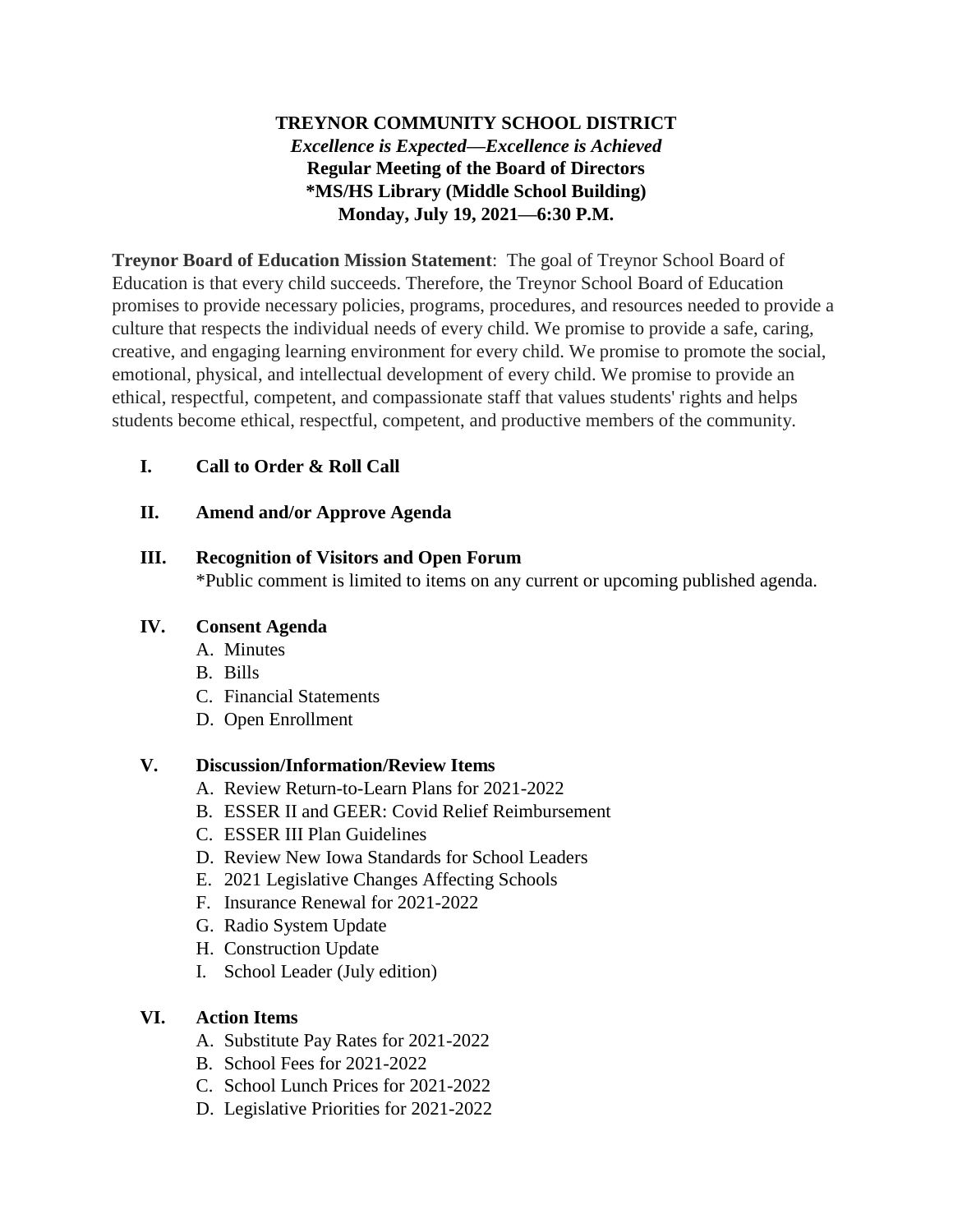# TREYNOR COMMUNITY SCHOOL DISTRICT

***Excellence is Expected—Excellence is Achieved***

**Regular Meeting of the Board of Directors**

**\*MS/HS Library (Middle School Building)**

**Monday, July 19, 2021—6:30 P.M.**

**Treynor Board of Education Mission Statement**: The goal of Treynor School Board of Education is that every child succeeds. Therefore, the Treynor School Board of Education promises to provide necessary policies, programs, procedures, and resources needed to provide a culture that respects the individual needs of every child. We promise to provide a safe, caring, creative, and engaging learning environment for every child. We promise to promote the social, emotional, physical, and intellectual development of every child. We promise to provide an ethical, respectful, competent, and compassionate staff that values students' rights and helps students become ethical, respectful, competent, and productive members of the community.

**I. Call to Order & Roll Call**

**II. Amend and/or Approve Agenda**

**III. Recognition of Visitors and Open Forum**

*Public comment is limited to items on any current or upcoming published agenda.

**IV. Consent Agenda**

A. Minutes
B. Bills
C. Financial Statements
D. Open Enrollment

**V. Discussion/Information/Review Items**

A. Review Return-to-Learn Plans for 2021-2022
B. ESSER II and GEER: Covid Relief Reimbursement
C. ESSER III Plan Guidelines
D. Review New Iowa Standards for School Leaders
E. 2021 Legislative Changes Affecting Schools
F. Insurance Renewal for 2021-2022
G. Radio System Update
H. Construction Update
I. School Leader (July edition)

**VI. Action Items**

A. Substitute Pay Rates for 2021-2022
B. School Fees for 2021-2022
C. School Lunch Prices for 2021-2022
D. Legislative Priorities for 2021-2022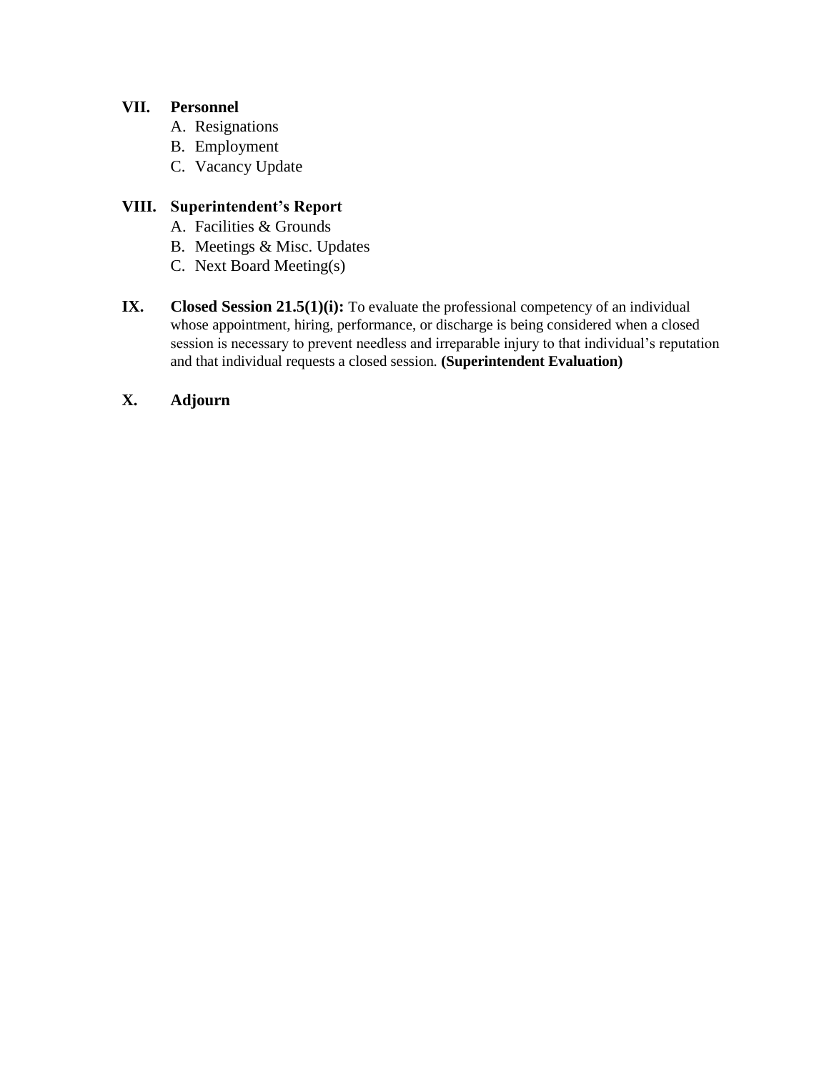**VII. Personnel**

A. Resignations
B. Employment
C. Vacancy Update

**VIII. Superintendent's Report**

A. Facilities & Grounds
B. Meetings & Misc. Updates
C. Next Board Meeting(s)

**IX. Closed Session 21.5(1)(i):** To evaluate the professional competency of an individual whose appointment, hiring, performance, or discharge is being considered when a closed session is necessary to prevent needless and irreparable injury to that individual's reputation and that individual requests a closed session. **(Superintendent Evaluation)**

**X. Adjourn**